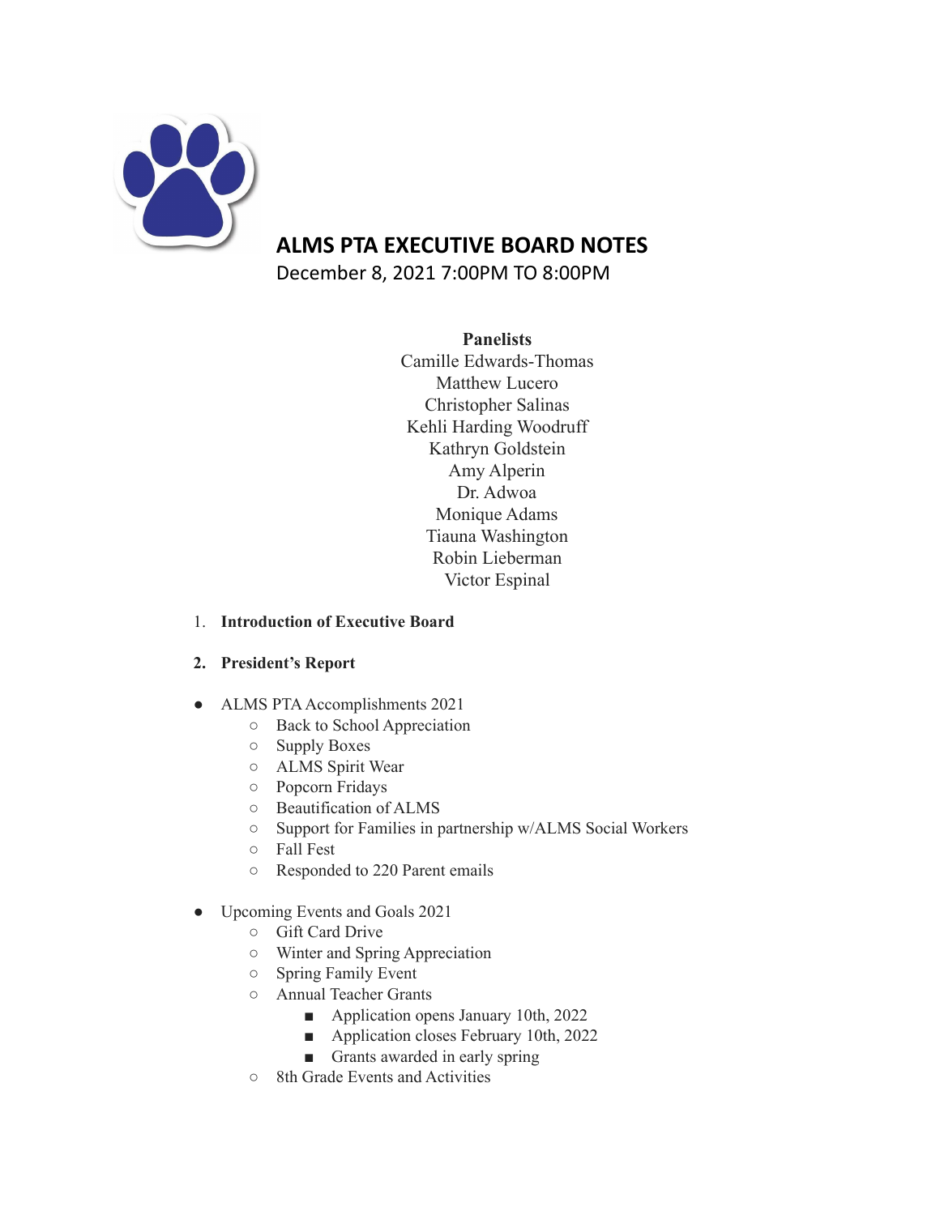# ALMS PTA EXECUTIVE BOARD NOTES

December 8, 2021 7:00PM TO 8:00PM

**Panelists**

Camille Edwards-Thomas
Matthew Lucero
Christopher Salinas
Kehli Harding Woodruff
Kathryn Goldstein
Amy Alperin
Dr. Adwoa
Monique Adams
Tiauna Washington
Robin Lieberman
Victor Espinal

1. **Introduction of Executive Board**

2. **President's Report**

- ALMS PTA Accomplishments 2021
  - Back to School Appreciation
  - Supply Boxes
  - ALMS Spirit Wear
  - Popcorn Fridays
  - Beautification of ALMS
  - Support for Families in partnership w/ALMS Social Workers
  - Fall Fest
  - Responded to 220 Parent emails

- Upcoming Events and Goals 2021
  - Gift Card Drive
  - Winter and Spring Appreciation
  - Spring Family Event
  - Annual Teacher Grants
    - Application opens January 10th, 2022
    - Application closes February 10th, 2022
    - Grants awarded in early spring
  - 8th Grade Events and Activities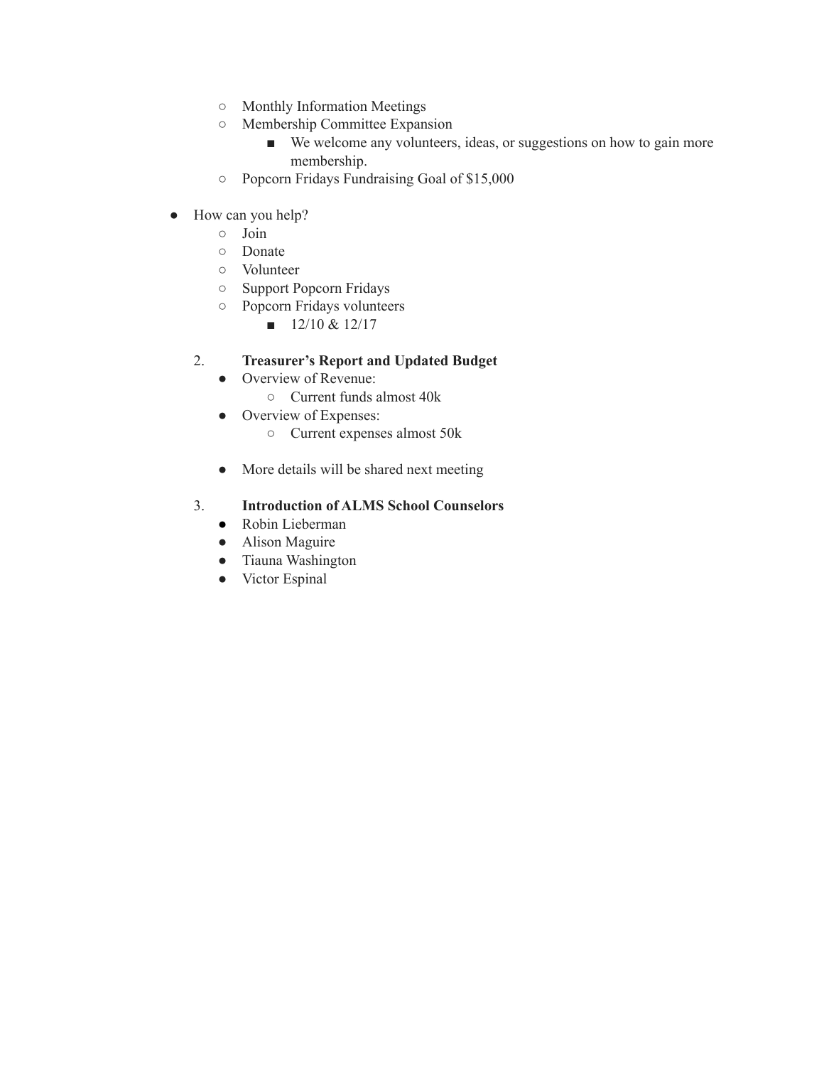- Monthly Information Meetings
- Membership Committee Expansion
  - We welcome any volunteers, ideas, or suggestions on how to gain more membership.
- Popcorn Fridays Fundraising Goal of $15,000

- How can you help?
  - Join
  - Donate
  - Volunteer
  - Support Popcorn Fridays
  - Popcorn Fridays volunteers
    - 12/10 & 12/17

2. **Treasurer's Report and Updated Budget**
   - Overview of Revenue:
     - Current funds almost 40k
   - Overview of Expenses:
     - Current expenses almost 50k

   - More details will be shared next meeting

3. **Introduction of ALMS School Counselors**
   - Robin Lieberman
   - Alison Maguire
   - Tiauna Washington
   - Victor Espinal